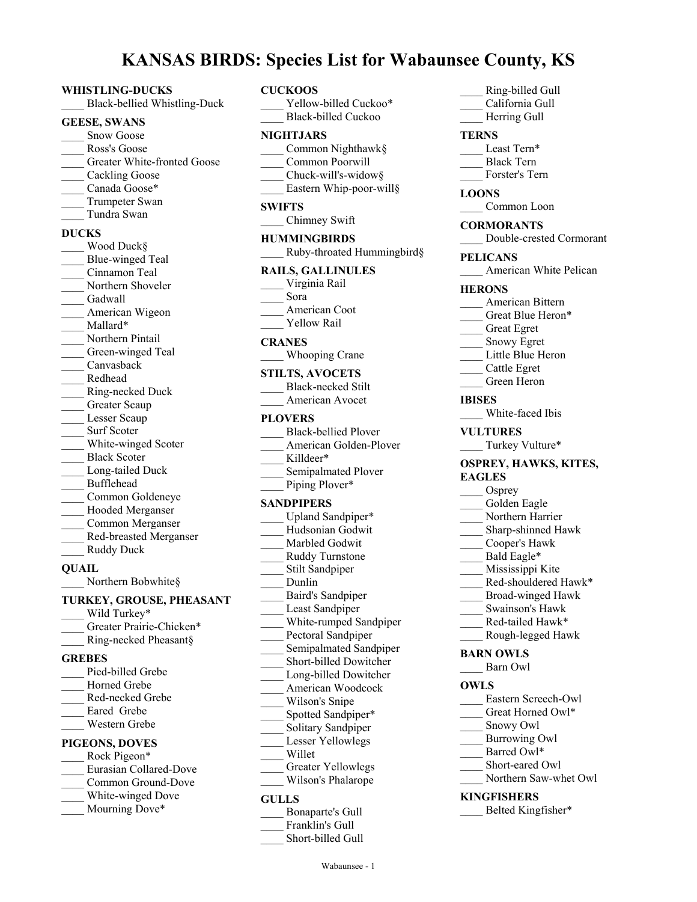# KANSAS BIRDS: Species List for Wabaunsee County, KS

**WHISTLING-DUCKS**

____ Black-bellied Whistling-Duck

**GEESE, SWANS**

____ Snow Goose
____ Ross's Goose
____ Greater White-fronted Goose
____ Cackling Goose
____ Canada Goose*
____ Trumpeter Swan
____ Tundra Swan

**DUCKS**

____ Wood Duck§
____ Blue-winged Teal
____ Cinnamon Teal
____ Northern Shoveler
____ Gadwall
____ American Wigeon
____ Mallard*
____ Northern Pintail
____ Green-winged Teal
____ Canvasback
____ Redhead
____ Ring-necked Duck
____ Greater Scaup
____ Lesser Scaup
____ Surf Scoter
____ White-winged Scoter
____ Black Scoter
____ Long-tailed Duck
____ Bufflehead
____ Common Goldeneye
____ Hooded Merganser
____ Common Merganser
____ Red-breasted Merganser
____ Ruddy Duck

**QUAIL**

____ Northern Bobwhite§

**TURKEY, GROUSE, PHEASANT**

____ Wild Turkey*
____ Greater Prairie-Chicken*
____ Ring-necked Pheasant§

**GREBES**

____ Pied-billed Grebe
____ Horned Grebe
____ Red-necked Grebe
____ Eared Grebe
____ Western Grebe

**PIGEONS, DOVES**

____ Rock Pigeon*
____ Eurasian Collared-Dove
____ Common Ground-Dove
____ White-winged Dove
____ Mourning Dove*

**CUCKOOS**

____ Yellow-billed Cuckoo*
____ Black-billed Cuckoo

**NIGHTJARS**

____ Common Nighthawk§
____ Common Poorwill
____ Chuck-will's-widow§
____ Eastern Whip-poor-will§

**SWIFTS**

____ Chimney Swift

**HUMMINGBIRDS**

____ Ruby-throated Hummingbird§

**RAILS, GALLINULES**

____ Virginia Rail
____ Sora
____ American Coot
____ Yellow Rail

**CRANES**

____ Whooping Crane

**STILTS, AVOCETS**

____ Black-necked Stilt
____ American Avocet

**PLOVERS**

____ Black-bellied Plover
____ American Golden-Plover
____ Killdeer*
____ Semipalmated Plover
____ Piping Plover*

**SANDPIPERS**

____ Upland Sandpiper*
____ Hudsonian Godwit
____ Marbled Godwit
____ Ruddy Turnstone
____ Stilt Sandpiper
____ Dunlin
____ Baird's Sandpiper
____ Least Sandpiper
____ White-rumped Sandpiper
____ Pectoral Sandpiper
____ Semipalmated Sandpiper
____ Short-billed Dowitcher
____ Long-billed Dowitcher
____ American Woodcock
____ Wilson's Snipe
____ Spotted Sandpiper*
____ Solitary Sandpiper
____ Lesser Yellowlegs
____ Willet
____ Greater Yellowlegs
____ Wilson's Phalarope

**GULLS**

____ Bonaparte's Gull
____ Franklin's Gull
____ Short-billed Gull
____ Ring-billed Gull
____ California Gull
____ Herring Gull

**TERNS**

____ Least Tern*
____ Black Tern
____ Forster's Tern

**LOONS**

____ Common Loon

**CORMORANTS**

____ Double-crested Cormorant

**PELICANS**

____ American White Pelican

**HERONS**

____ American Bittern
____ Great Blue Heron*
____ Great Egret
____ Snowy Egret
____ Little Blue Heron
____ Cattle Egret
____ Green Heron

**IBISES**

____ White-faced Ibis

**VULTURES**

____ Turkey Vulture*

**OSPREY, HAWKS, KITES, EAGLES**

____ Osprey
____ Golden Eagle
____ Northern Harrier
____ Sharp-shinned Hawk
____ Cooper's Hawk
____ Bald Eagle*
____ Mississippi Kite
____ Red-shouldered Hawk*
____ Broad-winged Hawk
____ Swainson's Hawk
____ Red-tailed Hawk*
____ Rough-legged Hawk

**BARN OWLS**

____ Barn Owl

**OWLS**

____ Eastern Screech-Owl
____ Great Horned Owl*
____ Snowy Owl
____ Burrowing Owl
____ Barred Owl*
____ Short-eared Owl
____ Northern Saw-whet Owl

**KINGFISHERS**

____ Belted Kingfisher*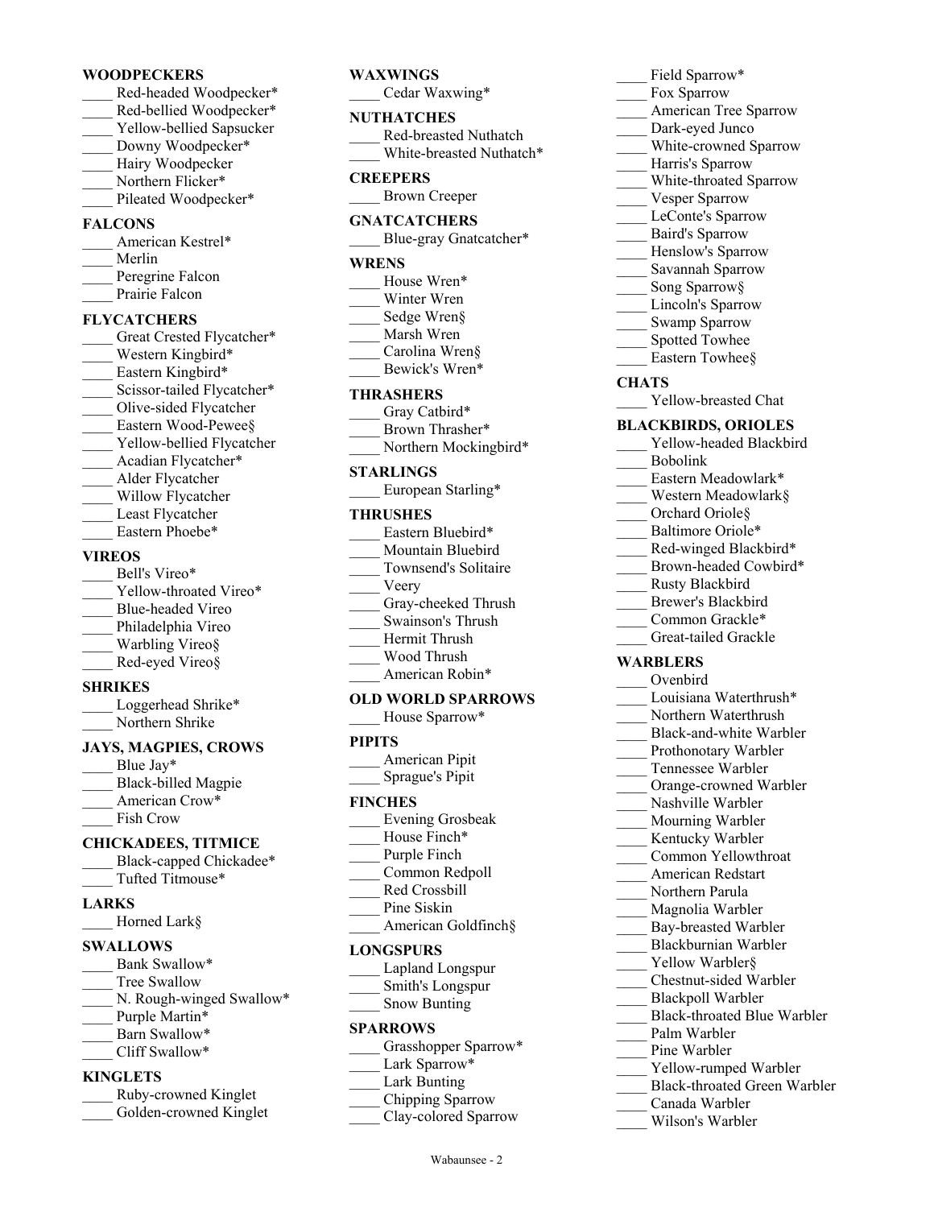**WOODPECKERS**

____ Red-headed Woodpecker*
____ Red-bellied Woodpecker*
____ Yellow-bellied Sapsucker
____ Downy Woodpecker*
____ Hairy Woodpecker
____ Northern Flicker*
____ Pileated Woodpecker*

**FALCONS**

____ American Kestrel*
____ Merlin
____ Peregrine Falcon
____ Prairie Falcon

**FLYCATCHERS**

____ Great Crested Flycatcher*
____ Western Kingbird*
____ Eastern Kingbird*
____ Scissor-tailed Flycatcher*
____ Olive-sided Flycatcher
____ Eastern Wood-Pewee§
____ Yellow-bellied Flycatcher
____ Acadian Flycatcher*
____ Alder Flycatcher
____ Willow Flycatcher
____ Least Flycatcher
____ Eastern Phoebe*

**VIREOS**

____ Bell's Vireo*
____ Yellow-throated Vireo*
____ Blue-headed Vireo
____ Philadelphia Vireo
____ Warbling Vireo§
____ Red-eyed Vireo§

**SHRIKES**

____ Loggerhead Shrike*
____ Northern Shrike

**JAYS, MAGPIES, CROWS**

____ Blue Jay*
____ Black-billed Magpie
____ American Crow*
____ Fish Crow

**CHICKADEES, TITMICE**

____ Black-capped Chickadee*
____ Tufted Titmouse*

**LARKS**

____ Horned Lark§

**SWALLOWS**

____ Bank Swallow*
____ Tree Swallow
____ N. Rough-winged Swallow*
____ Purple Martin*
____ Barn Swallow*
____ Cliff Swallow*

**KINGLETS**

____ Ruby-crowned Kinglet
____ Golden-crowned Kinglet

**WAXWINGS**

____ Cedar Waxwing*

**NUTHATCHES**

____ Red-breasted Nuthatch
____ White-breasted Nuthatch*

**CREEPERS**

____ Brown Creeper

**GNATCATCHERS**

____ Blue-gray Gnatcatcher*

**WRENS**

____ House Wren*
____ Winter Wren
____ Sedge Wren§
____ Marsh Wren
____ Carolina Wren§
____ Bewick's Wren*

**THRASHERS**

____ Gray Catbird*
____ Brown Thrasher*
____ Northern Mockingbird*

**STARLINGS**

____ European Starling*

**THRUSHES**

____ Eastern Bluebird*
____ Mountain Bluebird
____ Townsend's Solitaire
____ Veery
____ Gray-cheeked Thrush
____ Swainson's Thrush
____ Hermit Thrush
____ Wood Thrush
____ American Robin*

**OLD WORLD SPARROWS**

____ House Sparrow*

**PIPITS**

____ American Pipit
____ Sprague's Pipit

**FINCHES**

____ Evening Grosbeak
____ House Finch*
____ Purple Finch
____ Common Redpoll
____ Red Crossbill
____ Pine Siskin
____ American Goldfinch§

**LONGSPURS**

____ Lapland Longspur
____ Smith's Longspur
____ Snow Bunting

**SPARROWS**

____ Grasshopper Sparrow*
____ Lark Sparrow*
____ Lark Bunting
____ Chipping Sparrow
____ Clay-colored Sparrow
____ Field Sparrow*
____ Fox Sparrow
____ American Tree Sparrow
____ Dark-eyed Junco
____ White-crowned Sparrow
____ Harris's Sparrow
____ White-throated Sparrow
____ Vesper Sparrow
____ LeConte's Sparrow
____ Baird's Sparrow
____ Henslow's Sparrow
____ Savannah Sparrow
____ Song Sparrow§
____ Lincoln's Sparrow
____ Swamp Sparrow
____ Spotted Towhee
____ Eastern Towhee§

**CHATS**

____ Yellow-breasted Chat

**BLACKBIRDS, ORIOLES**

____ Yellow-headed Blackbird
____ Bobolink
____ Eastern Meadowlark*
____ Western Meadowlark§
____ Orchard Oriole§
____ Baltimore Oriole*
____ Red-winged Blackbird*
____ Brown-headed Cowbird*
____ Rusty Blackbird
____ Brewer's Blackbird
____ Common Grackle*
____ Great-tailed Grackle

**WARBLERS**

____ Ovenbird
____ Louisiana Waterthrush*
____ Northern Waterthrush
____ Black-and-white Warbler
____ Prothonotary Warbler
____ Tennessee Warbler
____ Orange-crowned Warbler
____ Nashville Warbler
____ Mourning Warbler
____ Kentucky Warbler
____ Common Yellowthroat
____ American Redstart
____ Northern Parula
____ Magnolia Warbler
____ Bay-breasted Warbler
____ Blackburnian Warbler
____ Yellow Warbler§
____ Chestnut-sided Warbler
____ Blackpoll Warbler
____ Black-throated Blue Warbler
____ Palm Warbler
____ Pine Warbler
____ Yellow-rumped Warbler
____ Black-throated Green Warbler
____ Canada Warbler
____ Wilson's Warbler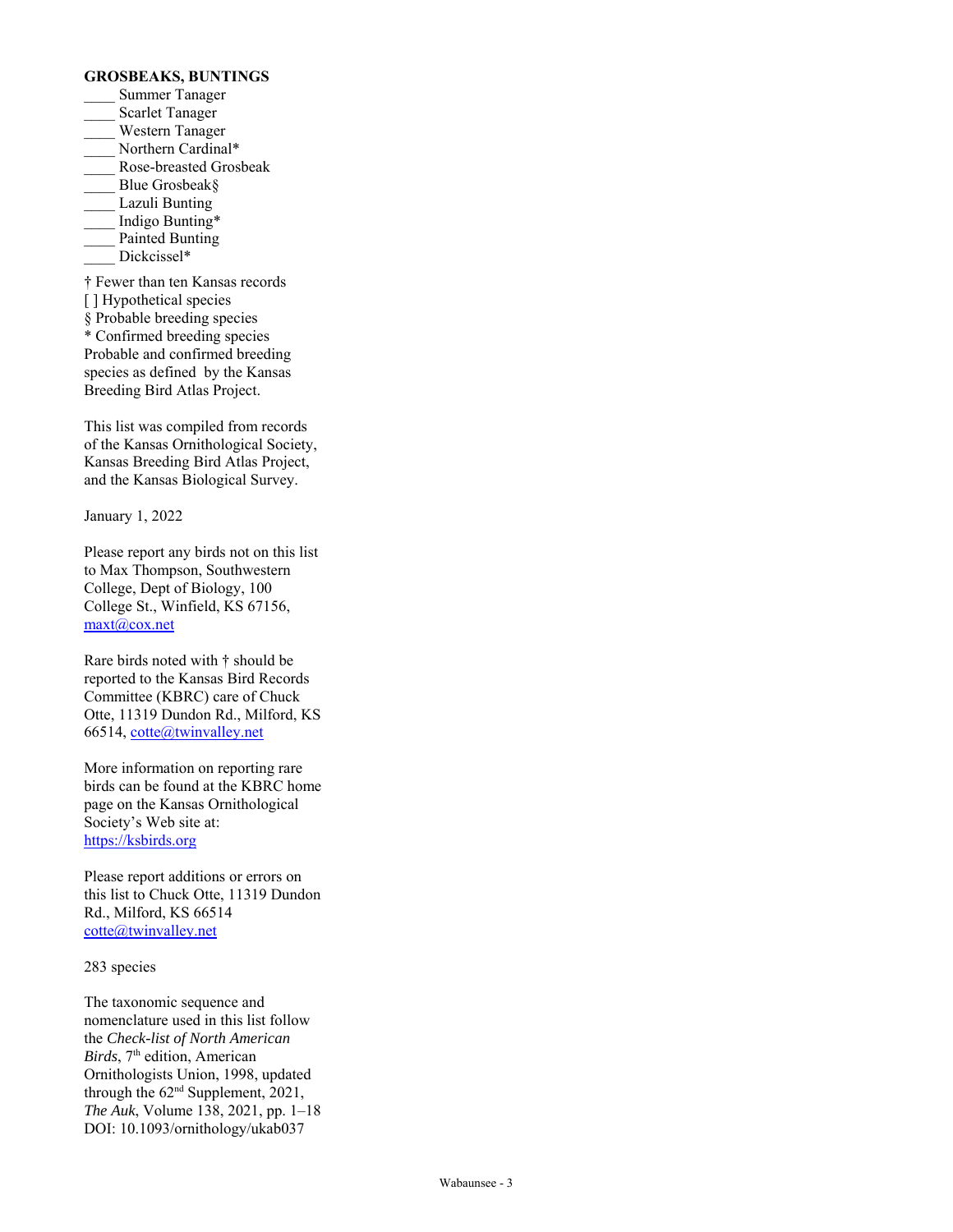**GROSBEAKS, BUNTINGS**

____ Summer Tanager
____ Scarlet Tanager
____ Western Tanager
____ Northern Cardinal*
____ Rose-breasted Grosbeak
____ Blue Grosbeak§
____ Lazuli Bunting
____ Indigo Bunting*
____ Painted Bunting
____ Dickcissel*

† Fewer than ten Kansas records
[ ] Hypothetical species
§ Probable breeding species
* Confirmed breeding species
Probable and confirmed breeding species as defined by the Kansas Breeding Bird Atlas Project.

This list was compiled from records of the Kansas Ornithological Society, Kansas Breeding Bird Atlas Project, and the Kansas Biological Survey.

January 1, 2022

Please report any birds not on this list to Max Thompson, Southwestern College, Dept of Biology, 100 College St., Winfield, KS 67156, maxt@cox.net

Rare birds noted with † should be reported to the Kansas Bird Records Committee (KBRC) care of Chuck Otte, 11319 Dundon Rd., Milford, KS 66514, cotte@twinvalley.net

More information on reporting rare birds can be found at the KBRC home page on the Kansas Ornithological Society's Web site at: https://ksbirds.org

Please report additions or errors on this list to Chuck Otte, 11319 Dundon Rd., Milford, KS 66514 cotte@twinvalley.net

283 species

The taxonomic sequence and nomenclature used in this list follow the *Check-list of North American Birds*, 7th edition, American Ornithologists Union, 1998, updated through the 62nd Supplement, 2021, *The Auk*, Volume 138, 2021, pp. 1–18 DOI: 10.1093/ornithology/ukab037